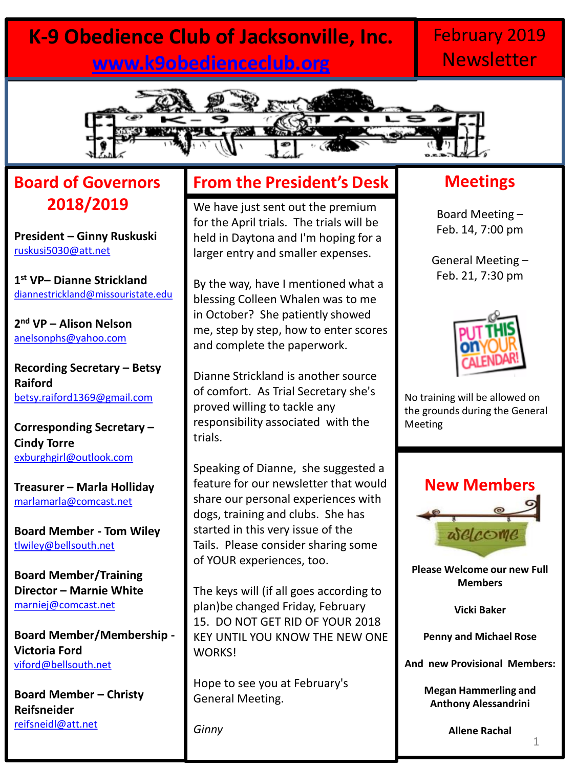# K-9 Obedience Club of Jacksonville, Inc.

www.k9obedienceclub.org

February 2019 Newsletter

## Board of Governors 2018/2019

**President – Ginny Ruskuski**
ruskusi5030@att.net

**1st VP– Dianne Strickland**
diannestrickland@missouristate.edu

**2nd VP – Alison Nelson**
anelsonphs@yahoo.com

**Recording Secretary – Betsy Raiford**
betsy.raiford1369@gmail.com

**Corresponding Secretary – Cindy Torre**
exburghgirl@outlook.com

**Treasurer – Marla Holliday**
marlamarla@comcast.net

**Board Member - Tom Wiley**
tlwiley@bellsouth.net

**Board Member/Training Director – Marnie White**
marniej@comcast.net

**Board Member/Membership - Victoria Ford**
viford@bellsouth.net

**Board Member – Christy Reifsneider**
reifsneidl@att.net

## From the President's Desk

We have just sent out the premium for the April trials. The trials will be held in Daytona and I'm hoping for a larger entry and smaller expenses.

By the way, have I mentioned what a blessing Colleen Whalen was to me in October? She patiently showed me, step by step, how to enter scores and complete the paperwork.

Dianne Strickland is another source of comfort. As Trial Secretary she's proved willing to tackle any responsibility associated with the trials.

Speaking of Dianne, she suggested a feature for our newsletter that would share our personal experiences with dogs, training and clubs. She has started in this very issue of the Tails. Please consider sharing some of YOUR experiences, too.

The keys will (if all goes according to plan)be changed Friday, February 15. DO NOT GET RID OF YOUR 2018 KEY UNTIL YOU KNOW THE NEW ONE WORKS!

Hope to see you at February's General Meeting.

*Ginny*

## Meetings

Board Meeting – Feb. 14, 7:00 pm

General Meeting – Feb. 21, 7:30 pm

No training will be allowed on the grounds during the General Meeting

## New Members

**Please Welcome our new Full Members**

**Vicki Baker**

**Penny and Michael Rose**

**And new Provisional Members:**

**Megan Hammerling and Anthony Alessandrini**

**Allene Rachal**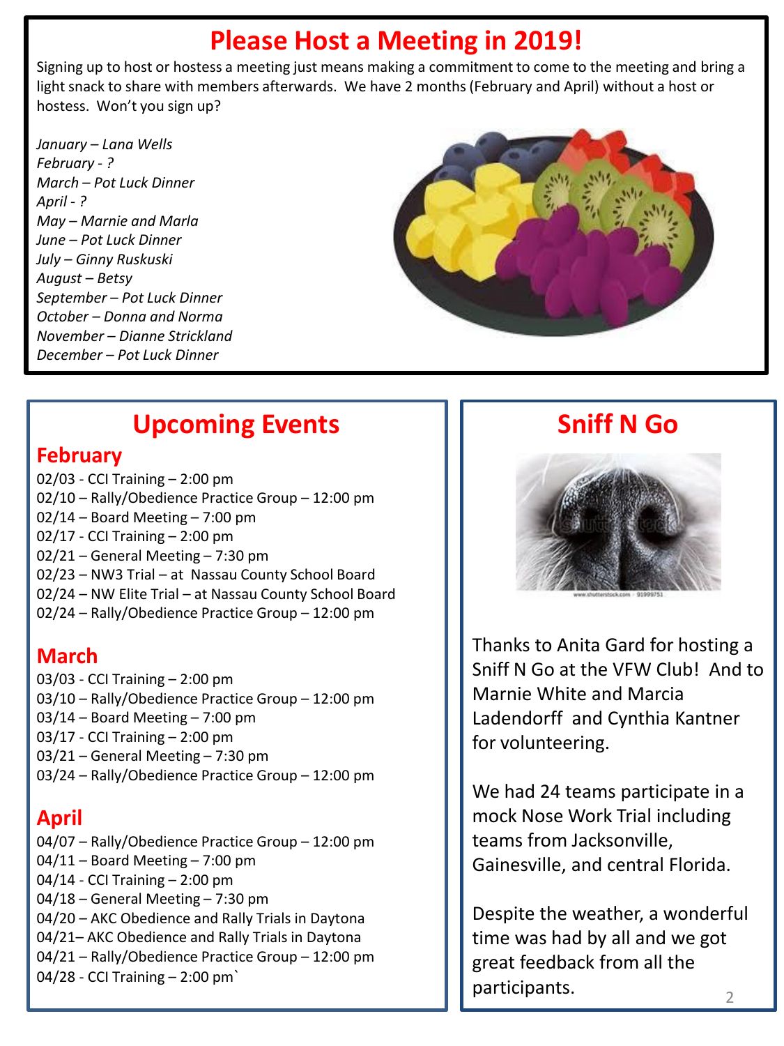# Please Host a Meeting in 2019!

Signing up to host or hostess a meeting just means making a commitment to come to the meeting and bring a light snack to share with members afterwards. We have 2 months (February and April) without a host or hostess. Won't you sign up?

*January – Lana Wells*
*February - ?*
*March – Pot Luck Dinner*
*April - ?*
*May – Marnie and Marla*
*June – Pot Luck Dinner*
*July – Ginny Ruskuski*
*August – Betsy*
*September – Pot Luck Dinner*
*October – Donna and Norma*
*November – Dianne Strickland*
*December – Pot Luck Dinner*

## Upcoming Events

### February

02/03 - CCI Training – 2:00 pm
02/10 – Rally/Obedience Practice Group – 12:00 pm
02/14 – Board Meeting – 7:00 pm
02/17 - CCI Training – 2:00 pm
02/21 – General Meeting – 7:30 pm
02/23 – NW3 Trial – at Nassau County School Board
02/24 – NW Elite Trial – at Nassau County School Board
02/24 – Rally/Obedience Practice Group – 12:00 pm

### March

03/03 - CCI Training – 2:00 pm
03/10 – Rally/Obedience Practice Group – 12:00 pm
03/14 – Board Meeting – 7:00 pm
03/17 - CCI Training – 2:00 pm
03/21 – General Meeting – 7:30 pm
03/24 – Rally/Obedience Practice Group – 12:00 pm

### April

04/07 – Rally/Obedience Practice Group – 12:00 pm
04/11 – Board Meeting – 7:00 pm
04/14 - CCI Training – 2:00 pm
04/18 – General Meeting – 7:30 pm
04/20 – AKC Obedience and Rally Trials in Daytona
04/21– AKC Obedience and Rally Trials in Daytona
04/21 – Rally/Obedience Practice Group – 12:00 pm
04/28 - CCI Training – 2:00 pm`

## Sniff N Go

Thanks to Anita Gard for hosting a Sniff N Go at the VFW Club! And to Marnie White and Marcia Ladendorff and Cynthia Kantner for volunteering.

We had 24 teams participate in a mock Nose Work Trial including teams from Jacksonville, Gainesville, and central Florida.

Despite the weather, a wonderful time was had by all and we got great feedback from all the participants.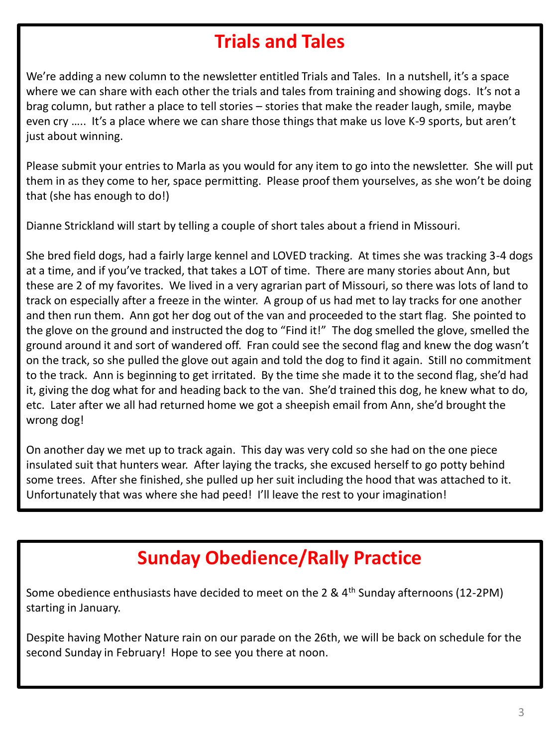# Trials and Tales

We're adding a new column to the newsletter entitled Trials and Tales. In a nutshell, it's a space where we can share with each other the trials and tales from training and showing dogs. It's not a brag column, but rather a place to tell stories – stories that make the reader laugh, smile, maybe even cry ….. It's a place where we can share those things that make us love K-9 sports, but aren't just about winning.

Please submit your entries to Marla as you would for any item to go into the newsletter. She will put them in as they come to her, space permitting. Please proof them yourselves, as she won't be doing that (she has enough to do!)

Dianne Strickland will start by telling a couple of short tales about a friend in Missouri.

She bred field dogs, had a fairly large kennel and LOVED tracking. At times she was tracking 3-4 dogs at a time, and if you've tracked, that takes a LOT of time. There are many stories about Ann, but these are 2 of my favorites. We lived in a very agrarian part of Missouri, so there was lots of land to track on especially after a freeze in the winter. A group of us had met to lay tracks for one another and then run them. Ann got her dog out of the van and proceeded to the start flag. She pointed to the glove on the ground and instructed the dog to "Find it!" The dog smelled the glove, smelled the ground around it and sort of wandered off. Fran could see the second flag and knew the dog wasn't on the track, so she pulled the glove out again and told the dog to find it again. Still no commitment to the track. Ann is beginning to get irritated. By the time she made it to the second flag, she'd had it, giving the dog what for and heading back to the van. She'd trained this dog, he knew what to do, etc. Later after we all had returned home we got a sheepish email from Ann, she'd brought the wrong dog!

On another day we met up to track again. This day was very cold so she had on the one piece insulated suit that hunters wear. After laying the tracks, she excused herself to go potty behind some trees. After she finished, she pulled up her suit including the hood that was attached to it. Unfortunately that was where she had peed! I'll leave the rest to your imagination!

# Sunday Obedience/Rally Practice

Some obedience enthusiasts have decided to meet on the 2 & 4th Sunday afternoons (12-2PM) starting in January.

Despite having Mother Nature rain on our parade on the 26th, we will be back on schedule for the second Sunday in February! Hope to see you there at noon.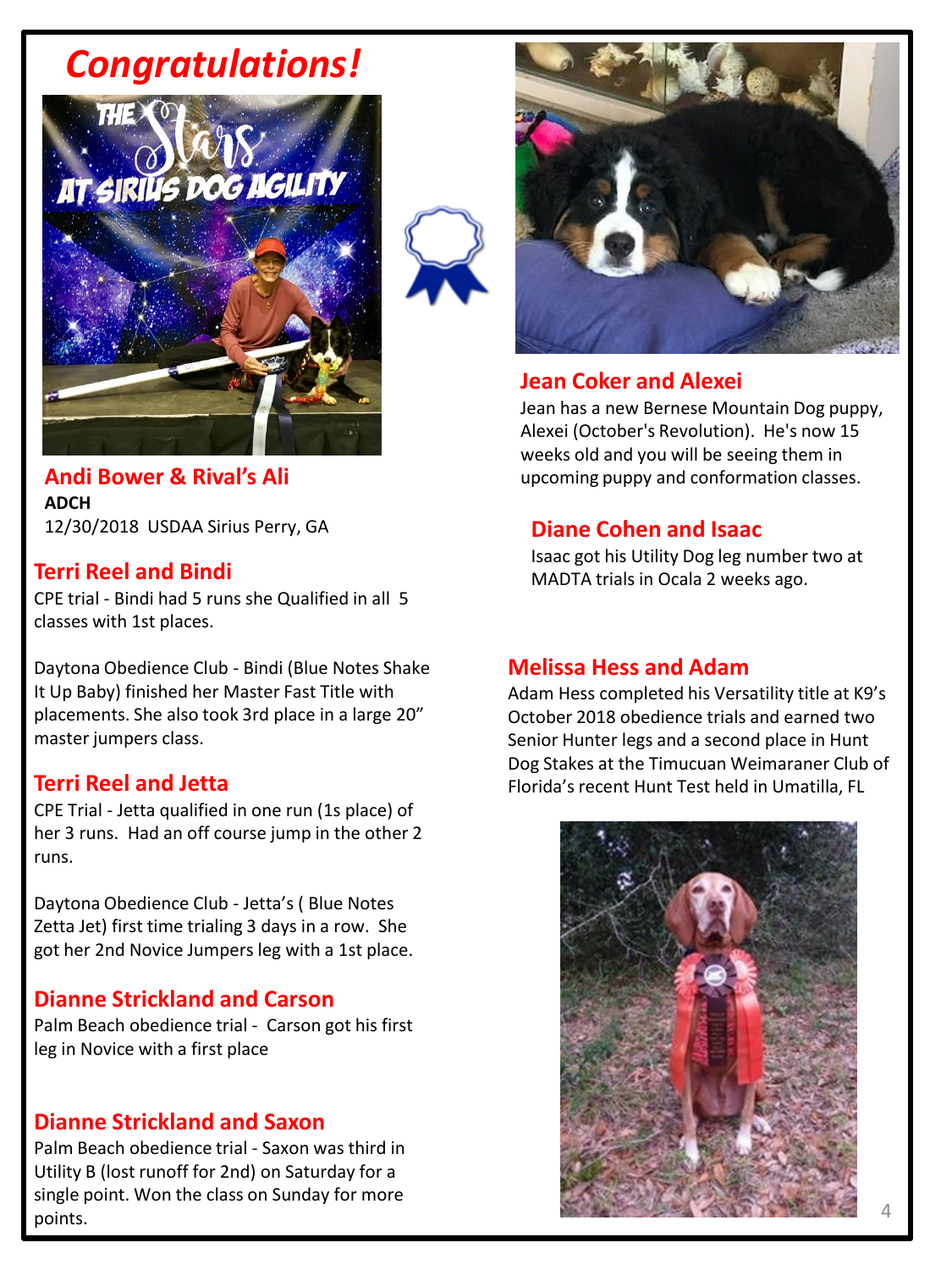# Congratulations!

## Andi Bower & Rival's Ali

**ADCH**

12/30/2018 USDAA Sirius Perry, GA

## Terri Reel and Bindi

CPE trial - Bindi had 5 runs she Qualified in all 5 classes with 1st places.

Daytona Obedience Club - Bindi (Blue Notes Shake It Up Baby) finished her Master Fast Title with placements. She also took 3rd place in a large 20" master jumpers class.

## Terri Reel and Jetta

CPE Trial - Jetta qualified in one run (1s place) of her 3 runs. Had an off course jump in the other 2 runs.

Daytona Obedience Club - Jetta's ( Blue Notes Zetta Jet) first time trialing 3 days in a row. She got her 2nd Novice Jumpers leg with a 1st place.

## Dianne Strickland and Carson

Palm Beach obedience trial - Carson got his first leg in Novice with a first place

## Dianne Strickland and Saxon

Palm Beach obedience trial - Saxon was third in Utility B (lost runoff for 2nd) on Saturday for a single point. Won the class on Sunday for more points.

## Jean Coker and Alexei

Jean has a new Bernese Mountain Dog puppy, Alexei (October's Revolution). He's now 15 weeks old and you will be seeing them in upcoming puppy and conformation classes.

## Diane Cohen and Isaac

Isaac got his Utility Dog leg number two at MADTA trials in Ocala 2 weeks ago.

## Melissa Hess and Adam

Adam Hess completed his Versatility title at K9's October 2018 obedience trials and earned two Senior Hunter legs and a second place in Hunt Dog Stakes at the Timucuan Weimaraner Club of Florida's recent Hunt Test held in Umatilla, FL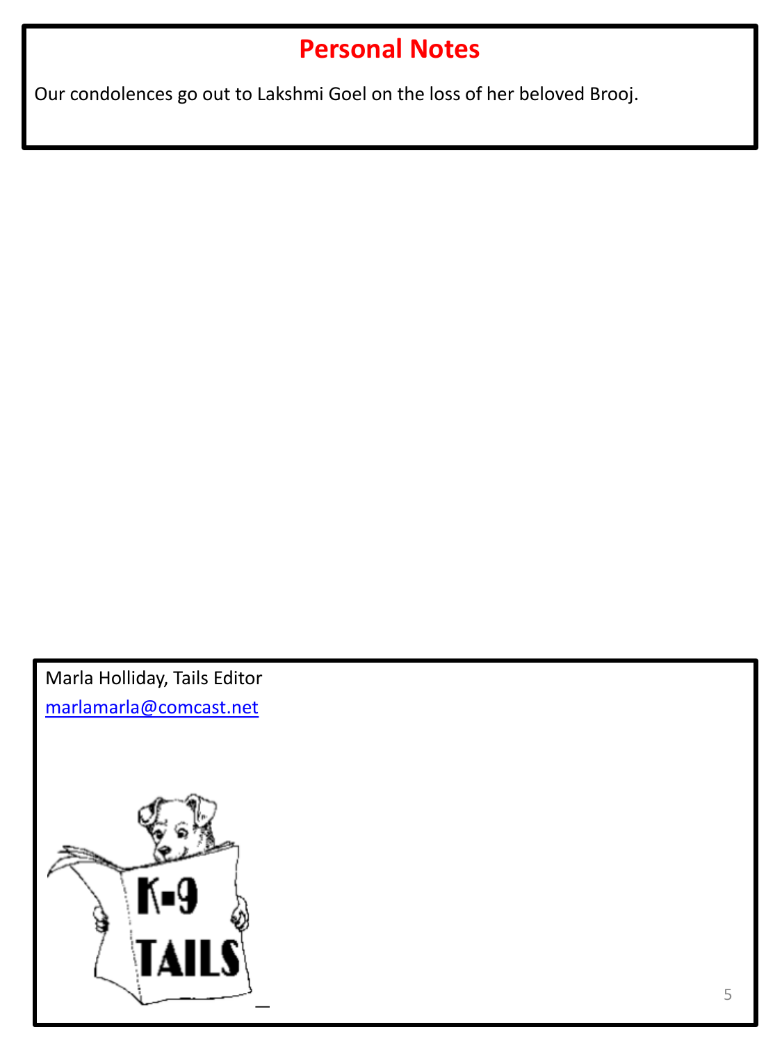## Personal Notes

Our condolences go out to Lakshmi Goel on the loss of her beloved Brooj.

Marla Holliday, Tails Editor

marlamarla@comcast.net